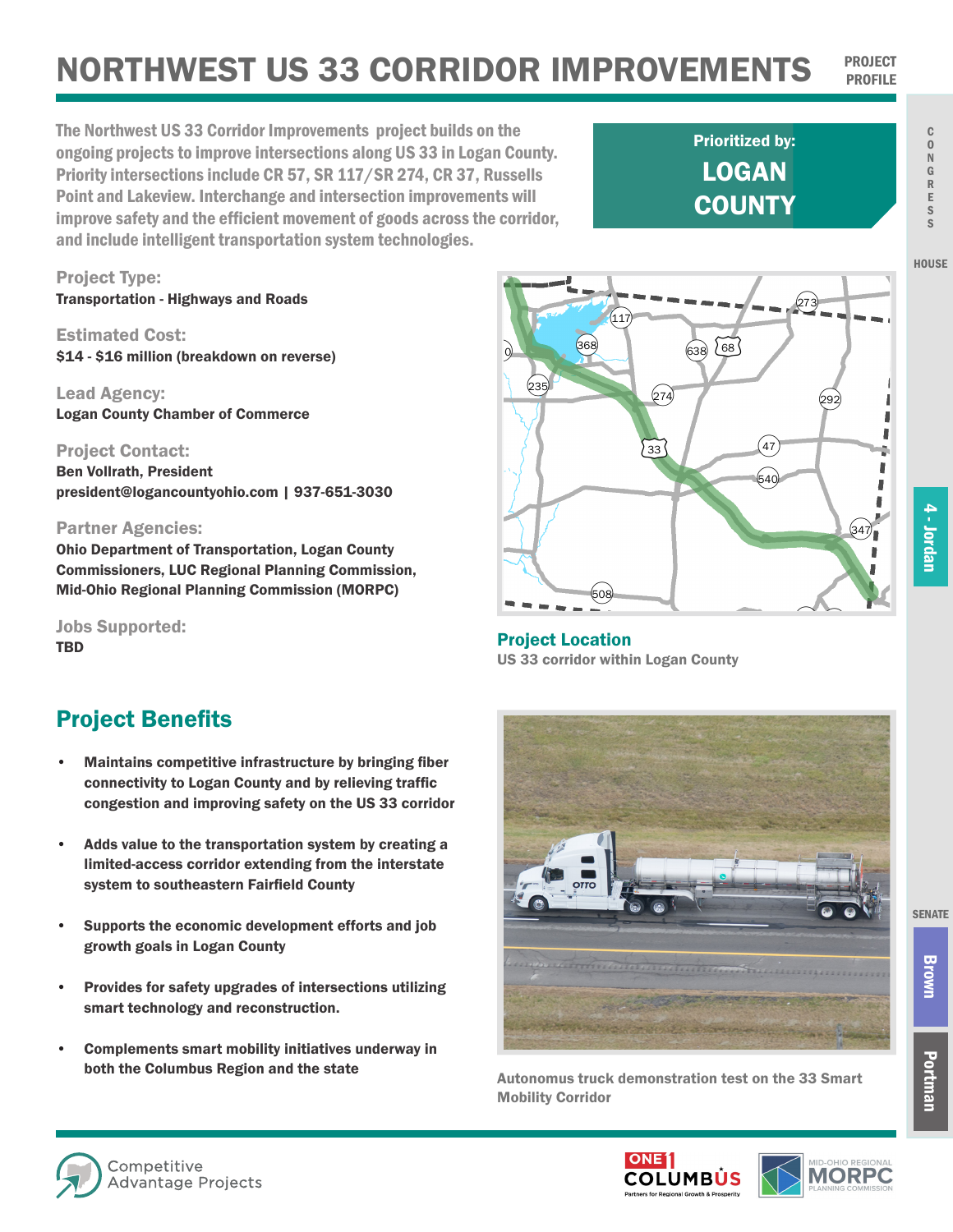# NORTHWEST US 33 CORRIDOR IMPROVEMENTS

PROJECT PROFILE

The Northwest US 33 Corridor Improvements project builds on the ongoing projects to improve intersections along US 33 in Logan County. Priority intersections include CR 57, SR 117/SR 274, CR 37, Russells Point and Lakeview. Interchange and intersection improvements will improve safety and the efficient movement of goods across the corridor, and include intelligent transportation system technologies.

**Prioritized by:**
**LOGAN COUNTY**

CONGRESS

HOUSE

4 - Jordan

SENATE

Brown

Portman

### Project Type:
**Transportation - Highways and Roads**

### Estimated Cost:
**$14 - $16 million (breakdown on reverse)**

### Lead Agency:
**Logan County Chamber of Commerce**

### Project Contact:
**Ben Vollrath, President**
**president@logancountyohio.com | 937-651-3030**

### Partner Agencies:
**Ohio Department of Transportation, Logan County Commissioners, LUC Regional Planning Commission, Mid-Ohio Regional Planning Commission (MORPC)**

### Jobs Supported:
**TBD**

**Project Location**
US 33 corridor within Logan County

## Project Benefits

- Maintains competitive infrastructure by bringing fiber connectivity to Logan County and by relieving traffic congestion and improving safety on the US 33 corridor
- Adds value to the transportation system by creating a limited-access corridor extending from the interstate system to southeastern Fairfield County
- Supports the economic development efforts and job growth goals in Logan County
- Provides for safety upgrades of intersections utilizing smart technology and reconstruction.
- Complements smart mobility initiatives underway in both the Columbus Region and the state

Autonomus truck demonstration test on the 33 Smart Mobility Corridor

Competitive Advantage Projects

ONE COLUMBUS Partners for Regional Growth & Prosperity

MID-OHIO REGIONAL MORPC PLANNING COMMISSION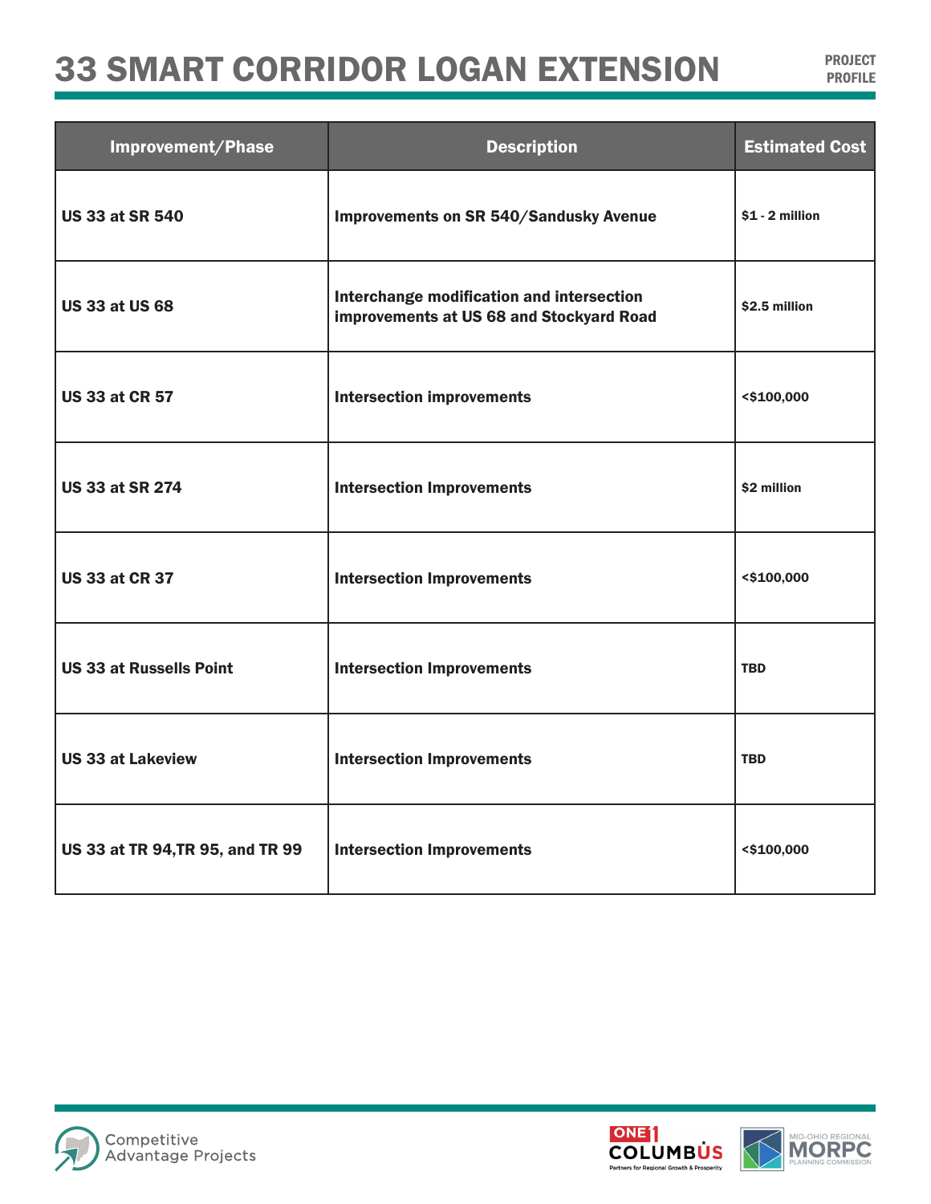# 33 SMART CORRIDOR LOGAN EXTENSION

| Improvement/Phase | Description | Estimated Cost |
| --- | --- | --- |
| US 33 at SR 540 | Improvements on SR 540/Sandusky Avenue | $1 - 2 million |
| US 33 at US 68 | Interchange modification and intersection improvements at US 68 and Stockyard Road | $2.5 million |
| US 33 at CR 57 | Intersection improvements | <$100,000 |
| US 33 at SR 274 | Intersection Improvements | $2 million |
| US 33 at CR 37 | Intersection Improvements | <$100,000 |
| US 33 at Russells Point | Intersection Improvements | TBD |
| US 33 at Lakeview | Intersection Improvements | TBD |
| US 33 at TR 94,TR 95, and TR 99 | Intersection Improvements | <$100,000 |